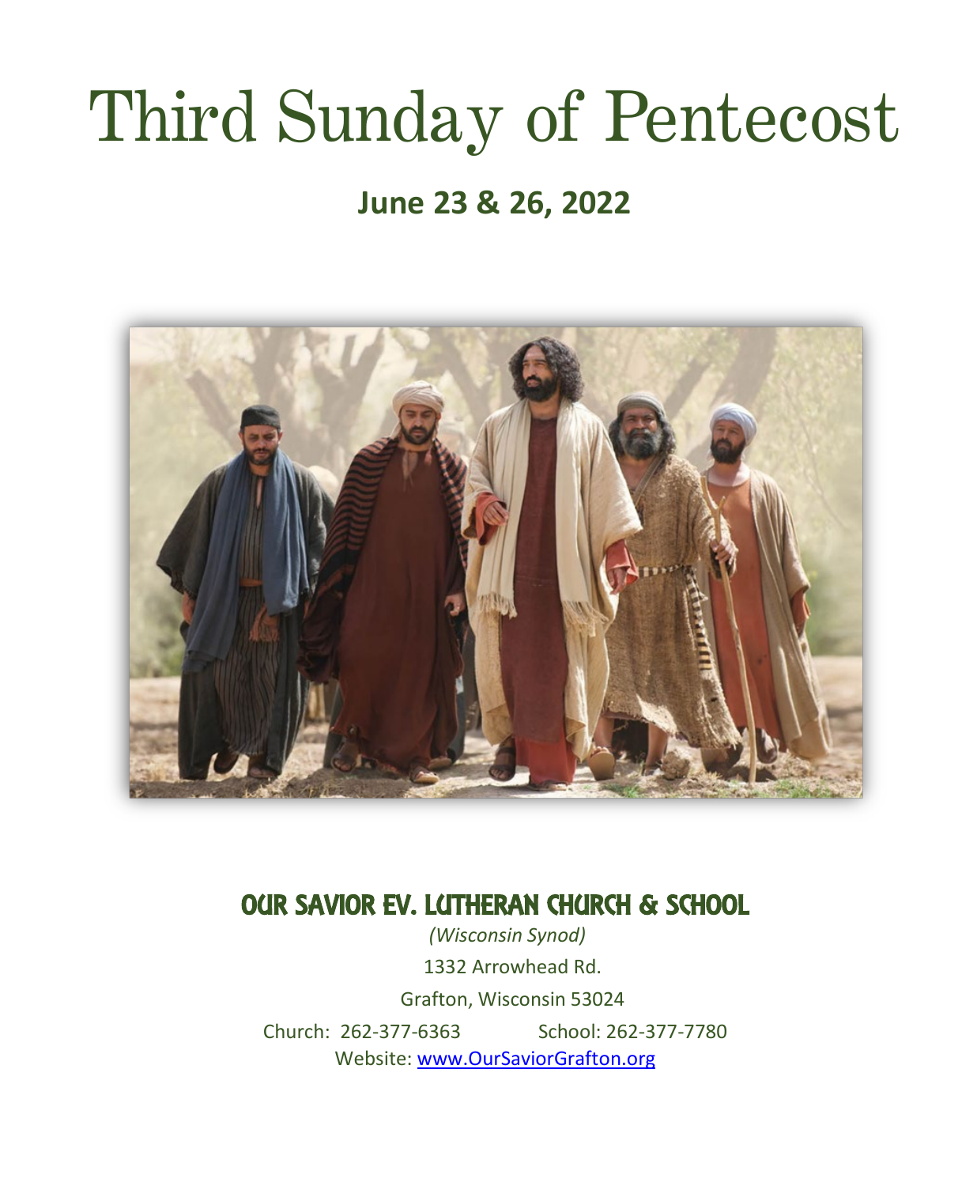# Third Sunday of Pentecost

## June 23 & 26, 2022

**OUR SAVIOR EV. LUTHERAN CHURCH & SCHOOL**

*(Wisconsin Synod)*

1332 Arrowhead Rd.

Grafton, Wisconsin 53024

Church: 262-377-6363 School: 262-377-7780

Website: [www.OurSaviorGrafton.org](http://www.OurSaviorGrafton.org)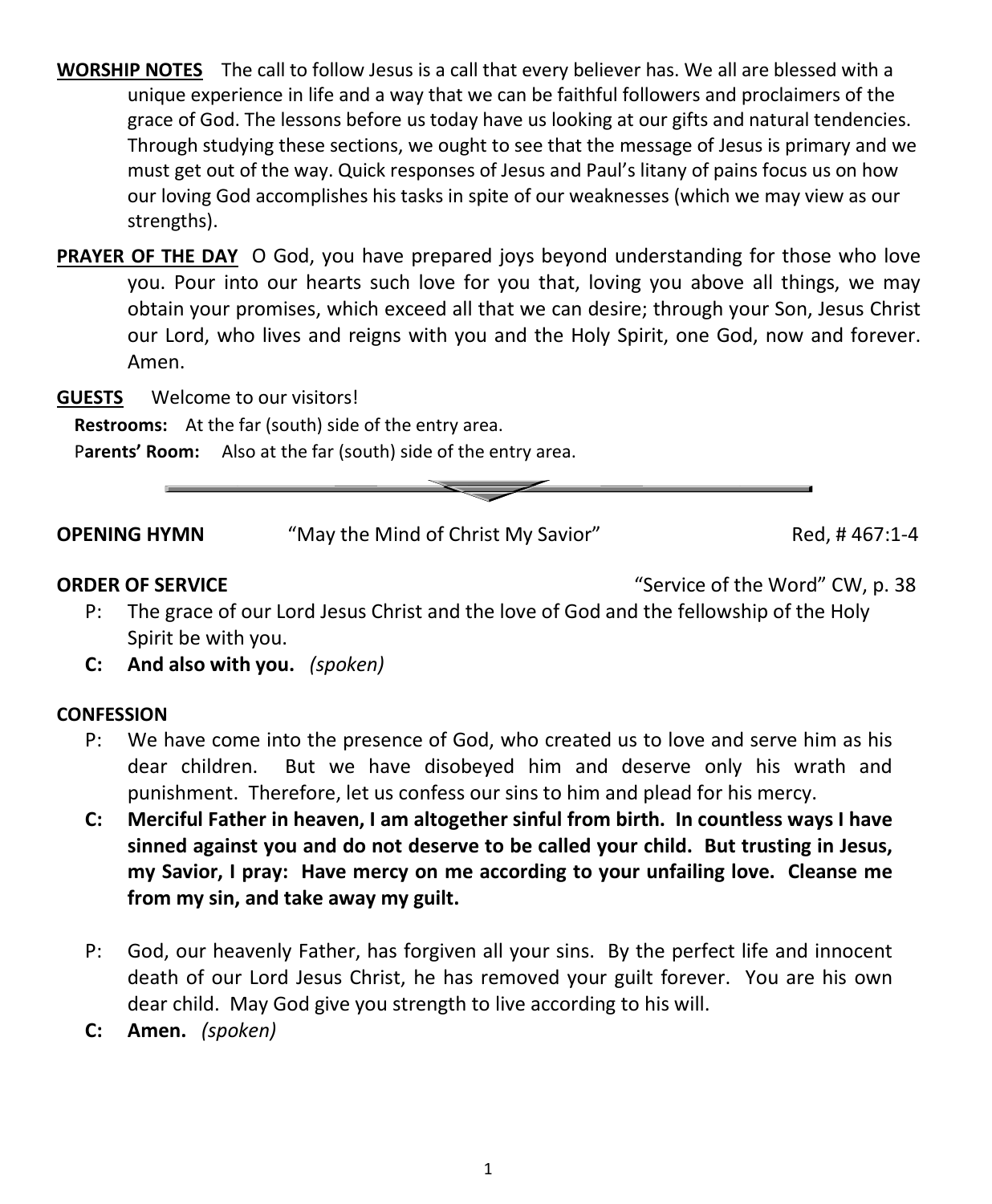**WORSHIP NOTES** The call to follow Jesus is a call that every believer has. We all are blessed with a unique experience in life and a way that we can be faithful followers and proclaimers of the grace of God. The lessons before us today have us looking at our gifts and natural tendencies. Through studying these sections, we ought to see that the message of Jesus is primary and we must get out of the way. Quick responses of Jesus and Paul's litany of pains focus us on how our loving God accomplishes his tasks in spite of our weaknesses (which we may view as our strengths).

**PRAYER OF THE DAY** O God, you have prepared joys beyond understanding for those who love you. Pour into our hearts such love for you that, loving you above all things, we may obtain your promises, which exceed all that we can desire; through your Son, Jesus Christ our Lord, who lives and reigns with you and the Holy Spirit, one God, now and forever. Amen.

**GUESTS** Welcome to our visitors!

**Restrooms:** At the far (south) side of the entry area.

**Parents' Room:** Also at the far (south) side of the entry area.

---

**OPENING HYMN** "May the Mind of Christ My Savior" Red, # 467:1-4

**ORDER OF SERVICE** "Service of the Word" CW, p. 38

P: The grace of our Lord Jesus Christ and the love of God and the fellowship of the Holy Spirit be with you.

**C: And also with you.** *(spoken)*

**CONFESSION**

P: We have come into the presence of God, who created us to love and serve him as his dear children. But we have disobeyed him and deserve only his wrath and punishment. Therefore, let us confess our sins to him and plead for his mercy.

**C: Merciful Father in heaven, I am altogether sinful from birth. In countless ways I have sinned against you and do not deserve to be called your child. But trusting in Jesus, my Savior, I pray: Have mercy on me according to your unfailing love. Cleanse me from my sin, and take away my guilt.**

P: God, our heavenly Father, has forgiven all your sins. By the perfect life and innocent death of our Lord Jesus Christ, he has removed your guilt forever. You are his own dear child. May God give you strength to live according to his will.

**C: Amen.** *(spoken)*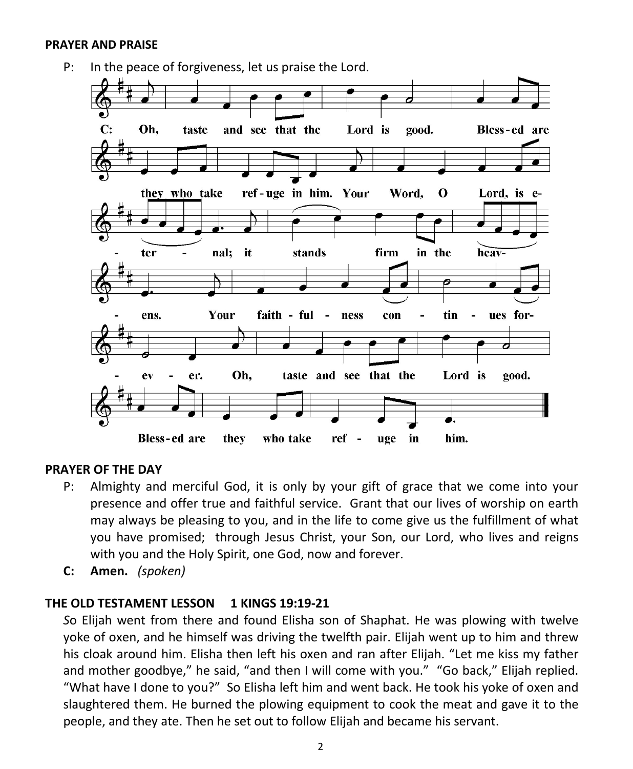**PRAYER AND PRAISE**

P: In the peace of forgiveness, let us praise the Lord.

C: Oh, taste and see that the Lord is good. Blessed are they who take refuge in him. Your Word, O Lord, is eternal; it stands firm in the heavens. Your faithfulness continues forever. Oh, taste and see that the Lord is good. Blessed are they who take refuge in him.

**PRAYER OF THE DAY**

P: Almighty and merciful God, it is only by your gift of grace that we come into your presence and offer true and faithful service. Grant that our lives of worship on earth may always be pleasing to you, and in the life to come give us the fulfillment of what you have promised; through Jesus Christ, your Son, our Lord, who lives and reigns with you and the Holy Spirit, one God, now and forever.

**C: Amen.** *(spoken)*

**THE OLD TESTAMENT LESSON 1 KINGS 19:19-21**

*S*o Elijah went from there and found Elisha son of Shaphat. He was plowing with twelve yoke of oxen, and he himself was driving the twelfth pair. Elijah went up to him and threw his cloak around him. Elisha then left his oxen and ran after Elijah. "Let me kiss my father and mother goodbye," he said, "and then I will come with you." "Go back," Elijah replied. "What have I done to you?" So Elisha left him and went back. He took his yoke of oxen and slaughtered them. He burned the plowing equipment to cook the meat and gave it to the people, and they ate. Then he set out to follow Elijah and became his servant.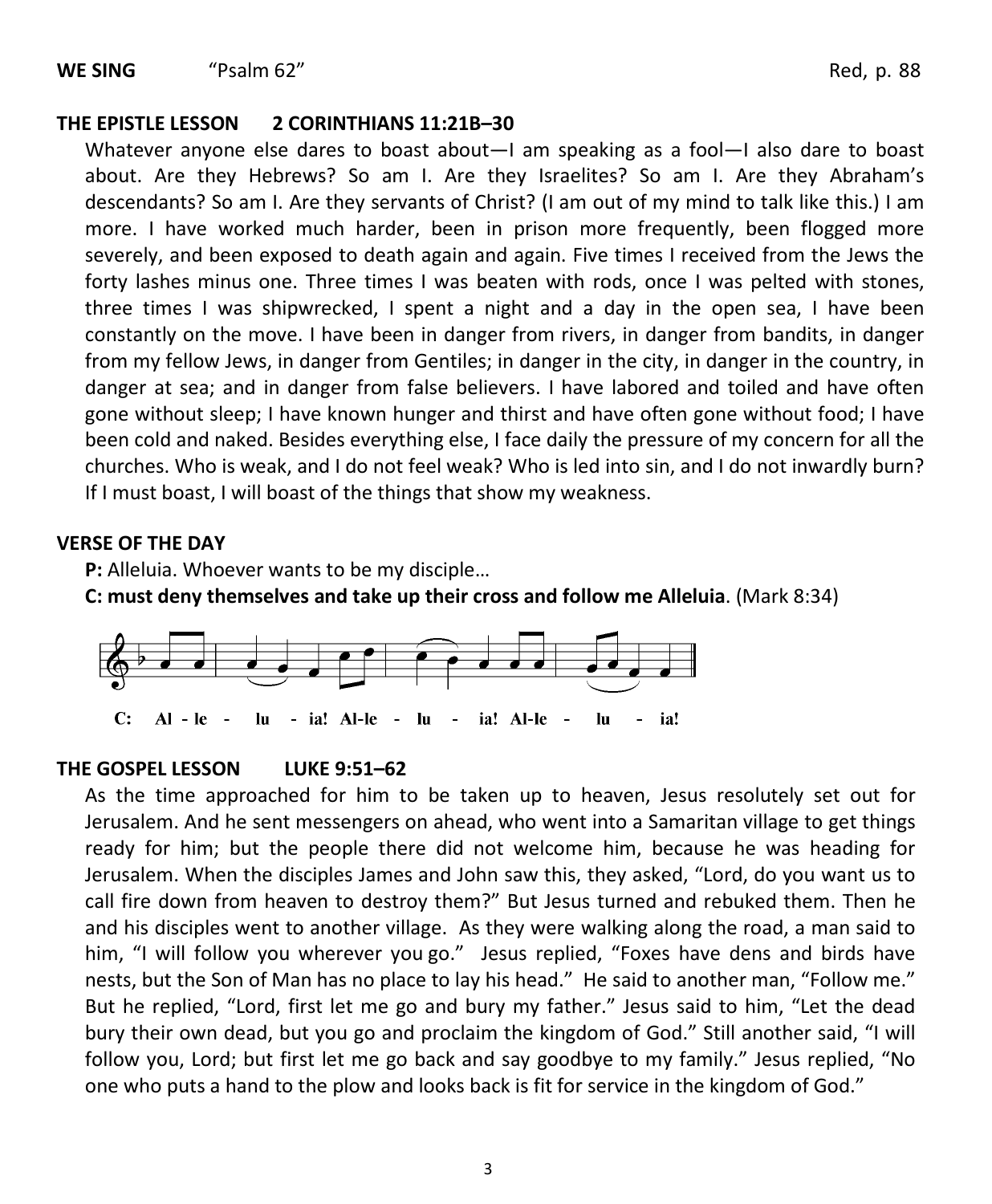**WE SING** "Psalm 62" Red, p. 88

**THE EPISTLE LESSON 2 CORINTHIANS 11:21B–30**

Whatever anyone else dares to boast about—I am speaking as a fool—I also dare to boast about. Are they Hebrews? So am I. Are they Israelites? So am I. Are they Abraham's descendants? So am I. Are they servants of Christ? (I am out of my mind to talk like this.) I am more. I have worked much harder, been in prison more frequently, been flogged more severely, and been exposed to death again and again. Five times I received from the Jews the forty lashes minus one. Three times I was beaten with rods, once I was pelted with stones, three times I was shipwrecked, I spent a night and a day in the open sea, I have been constantly on the move. I have been in danger from rivers, in danger from bandits, in danger from my fellow Jews, in danger from Gentiles; in danger in the city, in danger in the country, in danger at sea; and in danger from false believers. I have labored and toiled and have often gone without sleep; I have known hunger and thirst and have often gone without food; I have been cold and naked. Besides everything else, I face daily the pressure of my concern for all the churches. Who is weak, and I do not feel weak? Who is led into sin, and I do not inwardly burn? If I must boast, I will boast of the things that show my weakness.

**VERSE OF THE DAY**

**P:** Alleluia. Whoever wants to be my disciple…

**C: must deny themselves and take up their cross and follow me Alleluia**. (Mark 8:34)

C: Al - le - lu - ia! Al-le - lu - ia! Al-le - lu - ia!

**THE GOSPEL LESSON LUKE 9:51–62**

As the time approached for him to be taken up to heaven, Jesus resolutely set out for Jerusalem. And he sent messengers on ahead, who went into a Samaritan village to get things ready for him; but the people there did not welcome him, because he was heading for Jerusalem. When the disciples James and John saw this, they asked, "Lord, do you want us to call fire down from heaven to destroy them?" But Jesus turned and rebuked them. Then he and his disciples went to another village. As they were walking along the road, a man said to him, "I will follow you wherever you go." Jesus replied, "Foxes have dens and birds have nests, but the Son of Man has no place to lay his head." He said to another man, "Follow me." But he replied, "Lord, first let me go and bury my father." Jesus said to him, "Let the dead bury their own dead, but you go and proclaim the kingdom of God." Still another said, "I will follow you, Lord; but first let me go back and say goodbye to my family." Jesus replied, "No one who puts a hand to the plow and looks back is fit for service in the kingdom of God."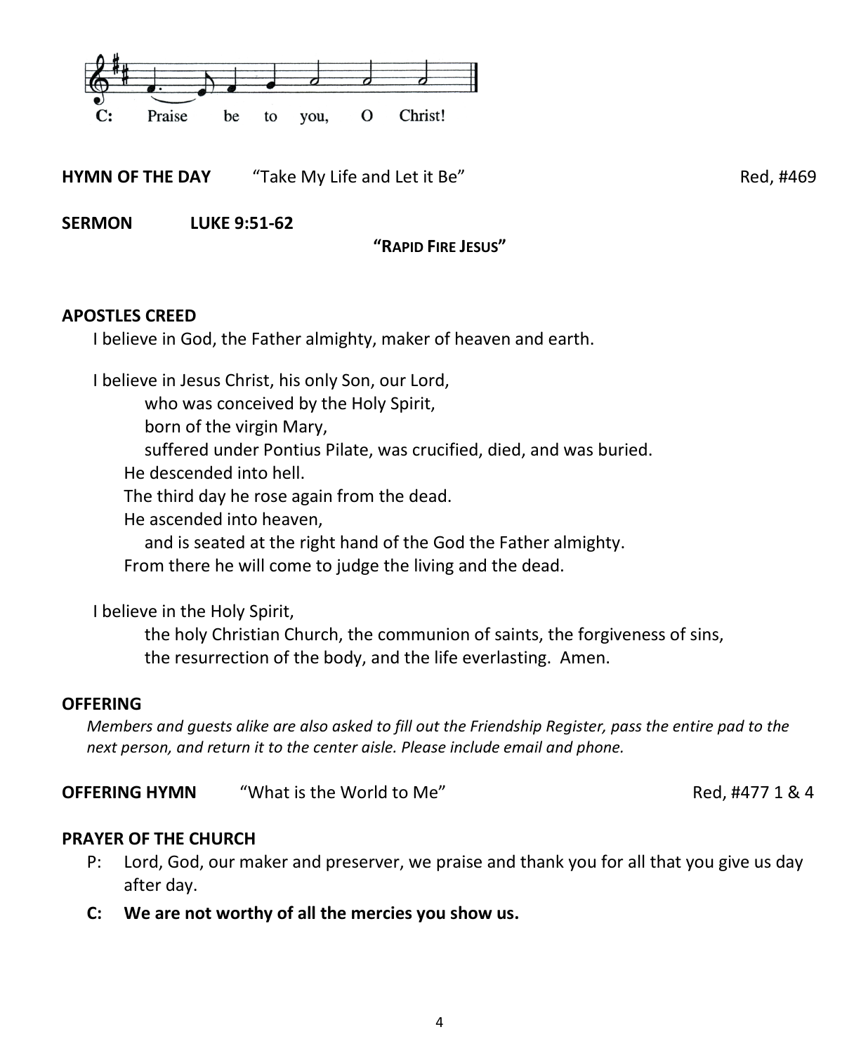C: Praise be to you, O Christ!

**HYMN OF THE DAY** "Take My Life and Let it Be" Red, #469

**SERMON LUKE 9:51-62**

**"RAPID FIRE JESUS"**

**APOSTLES CREED**

I believe in God, the Father almighty, maker of heaven and earth.

I believe in Jesus Christ, his only Son, our Lord,
who was conceived by the Holy Spirit,
born of the virgin Mary,
suffered under Pontius Pilate, was crucified, died, and was buried.
He descended into hell.
The third day he rose again from the dead.
He ascended into heaven,
and is seated at the right hand of the God the Father almighty.
From there he will come to judge the living and the dead.

I believe in the Holy Spirit,
the holy Christian Church, the communion of saints, the forgiveness of sins,
the resurrection of the body, and the life everlasting. Amen.

**OFFERING**

*Members and guests alike are also asked to fill out the Friendship Register, pass the entire pad to the next person, and return it to the center aisle. Please include email and phone.*

**OFFERING HYMN** "What is the World to Me" Red, #477 1 & 4

**PRAYER OF THE CHURCH**

P: Lord, God, our maker and preserver, we praise and thank you for all that you give us day after day.

**C: We are not worthy of all the mercies you show us.**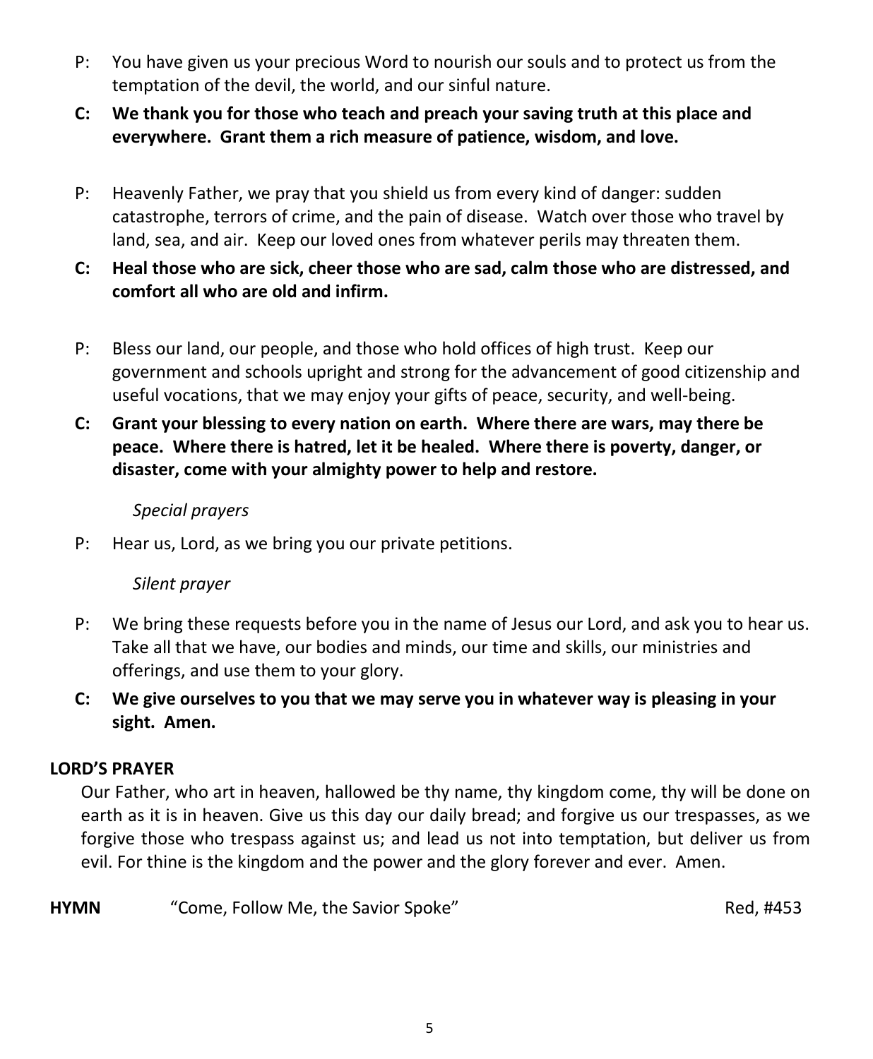P: You have given us your precious Word to nourish our souls and to protect us from the temptation of the devil, the world, and our sinful nature.

**C: We thank you for those who teach and preach your saving truth at this place and everywhere. Grant them a rich measure of patience, wisdom, and love.**

P: Heavenly Father, we pray that you shield us from every kind of danger: sudden catastrophe, terrors of crime, and the pain of disease. Watch over those who travel by land, sea, and air. Keep our loved ones from whatever perils may threaten them.

**C: Heal those who are sick, cheer those who are sad, calm those who are distressed, and comfort all who are old and infirm.**

P: Bless our land, our people, and those who hold offices of high trust. Keep our government and schools upright and strong for the advancement of good citizenship and useful vocations, that we may enjoy your gifts of peace, security, and well-being.

**C: Grant your blessing to every nation on earth. Where there are wars, may there be peace. Where there is hatred, let it be healed. Where there is poverty, danger, or disaster, come with your almighty power to help and restore.**

*Special prayers*

P: Hear us, Lord, as we bring you our private petitions.

*Silent prayer*

P: We bring these requests before you in the name of Jesus our Lord, and ask you to hear us. Take all that we have, our bodies and minds, our time and skills, our ministries and offerings, and use them to your glory.

**C: We give ourselves to you that we may serve you in whatever way is pleasing in your sight. Amen.**

**LORD'S PRAYER**

Our Father, who art in heaven, hallowed be thy name, thy kingdom come, thy will be done on earth as it is in heaven. Give us this day our daily bread; and forgive us our trespasses, as we forgive those who trespass against us; and lead us not into temptation, but deliver us from evil. For thine is the kingdom and the power and the glory forever and ever. Amen.

**HYMN** "Come, Follow Me, the Savior Spoke" Red, #453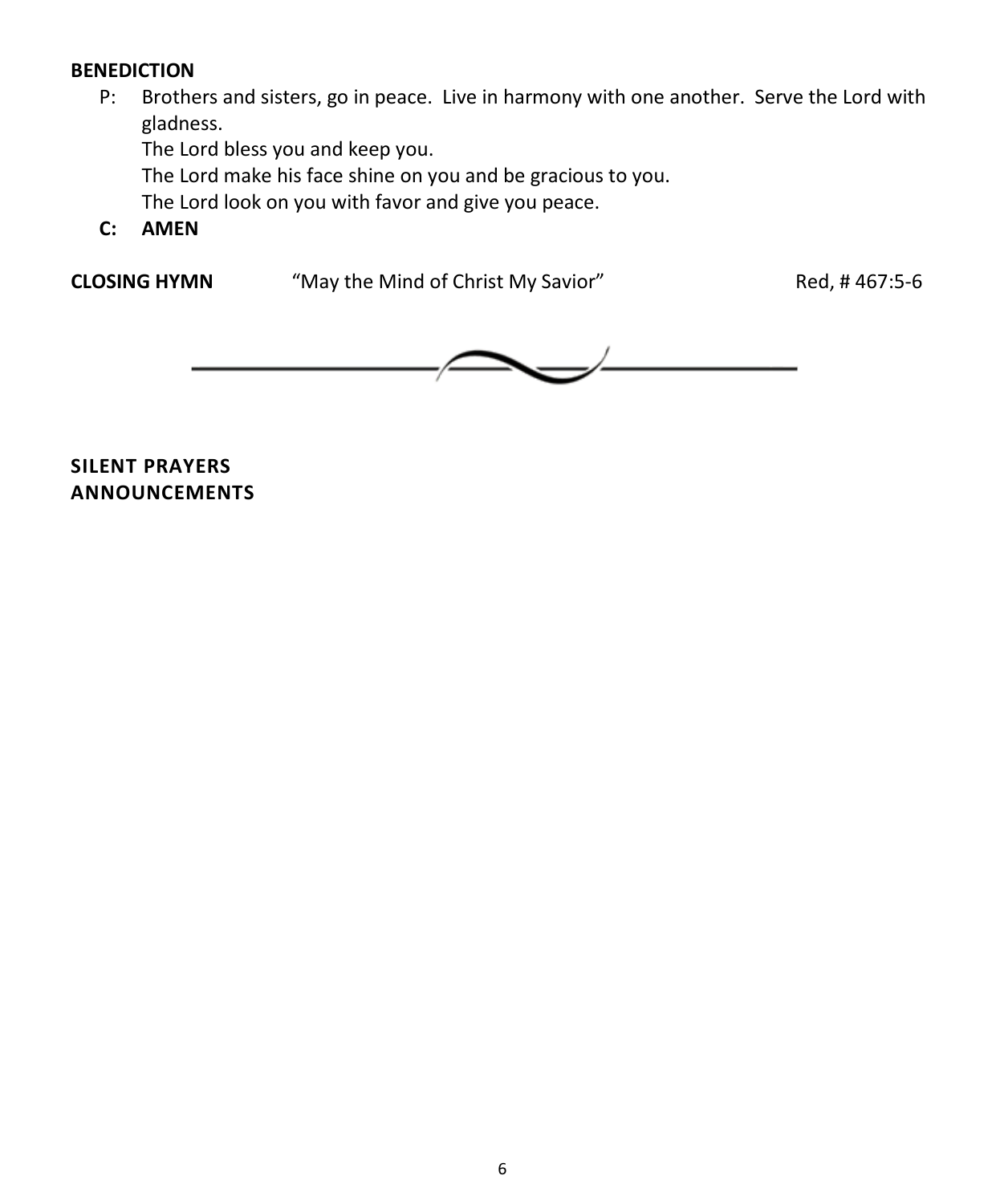**BENEDICTION**

P: Brothers and sisters, go in peace. Live in harmony with one another. Serve the Lord with gladness.
The Lord bless you and keep you.
The Lord make his face shine on you and be gracious to you.
The Lord look on you with favor and give you peace.

**C: AMEN**

**CLOSING HYMN** “May the Mind of Christ My Savior” Red, # 467:5-6

---

**SILENT PRAYERS**
**ANNOUNCEMENTS**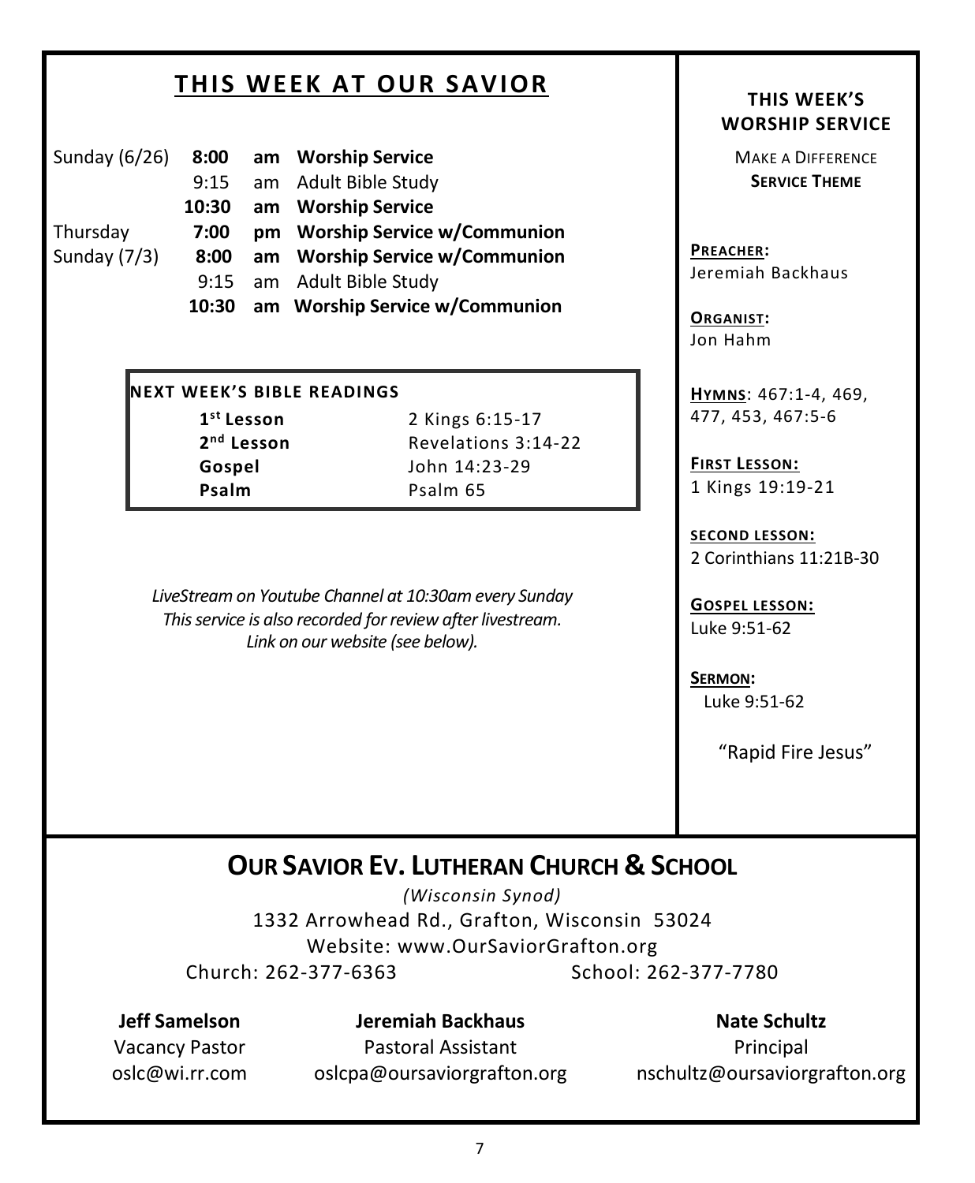## THIS WEEK AT OUR SAVIOR

| | | | |
|---|---|---|---|
| Sunday (6/26) | **8:00** | **am** | **Worship Service** |
| | 9:15 | am | Adult Bible Study |
| | **10:30** | **am** | **Worship Service** |
| Thursday | **7:00** | **pm** | **Worship Service w/Communion** |
| Sunday (7/3) | **8:00** | **am** | **Worship Service w/Communion** |
| | 9:15 | am | Adult Bible Study |
| | **10:30** | **am** | **Worship Service w/Communion** |

**NEXT WEEK'S BIBLE READINGS**

| | |
|---|---|
| **1st Lesson** | 2 Kings 6:15-17 |
| **2nd Lesson** | Revelations 3:14-22 |
| **Gospel** | John 14:23-29 |
| **Psalm** | Psalm 65 |

*LiveStream on Youtube Channel at 10:30am every Sunday*
*This service is also recorded for review after livestream.*
*Link on our website (see below).*

### THIS WEEK'S WORSHIP SERVICE

MAKE A DIFFERENCE
**SERVICE THEME**

**PREACHER:**
Jeremiah Backhaus

**ORGANIST:**
Jon Hahm

**HYMNS**: 467:1-4, 469, 477, 453, 467:5-6

**FIRST LESSON:**
1 Kings 19:19-21

**SECOND LESSON:**
2 Corinthians 11:21B-30

**GOSPEL LESSON:**
Luke 9:51-62

**SERMON:**
Luke 9:51-62

"Rapid Fire Jesus"

## OUR SAVIOR EV. LUTHERAN CHURCH & SCHOOL

*(Wisconsin Synod)*
1332 Arrowhead Rd., Grafton, Wisconsin 53024
Website: www.OurSaviorGrafton.org
Church: 262-377-6363 School: 262-377-7780

**Jeff Samelson**
Vacancy Pastor
oslc@wi.rr.com

**Jeremiah Backhaus**
Pastoral Assistant
oslcpa@oursaviorgrafton.org

**Nate Schultz**
Principal
nschultz@oursaviorgrafton.org